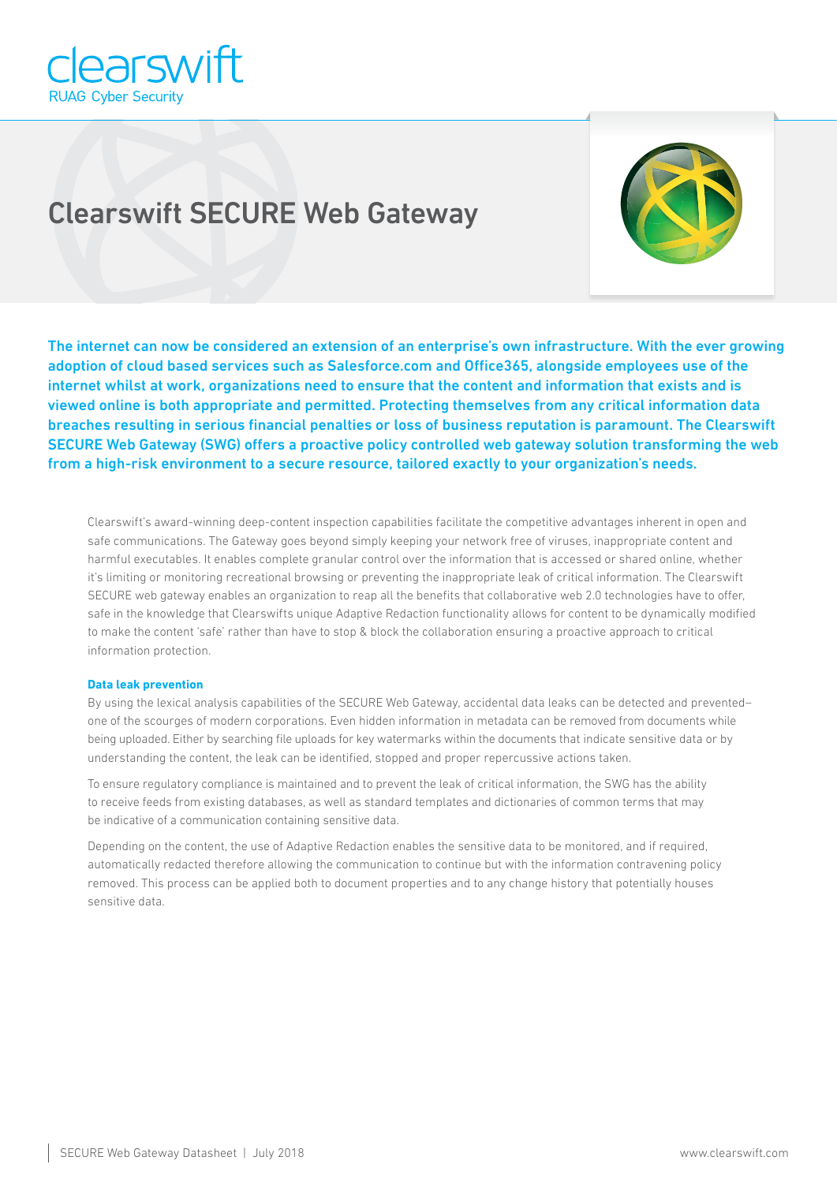# Clearswift SECURE Web Gateway

**The internet can now be considered an extension of an enterprise's own infrastructure. With the ever growing adoption of cloud based services such as Salesforce.com and Office365, alongside employees use of the internet whilst at work, organizations need to ensure that the content and information that exists and is viewed online is both appropriate and permitted. Protecting themselves from any critical information data breaches resulting in serious financial penalties or loss of business reputation is paramount. The Clearswift SECURE Web Gateway (SWG) offers a proactive policy controlled web gateway solution transforming the web from a high-risk environment to a secure resource, tailored exactly to your organization's needs.**

Clearswift's award-winning deep-content inspection capabilities facilitate the competitive advantages inherent in open and safe communications. The Gateway goes beyond simply keeping your network free of viruses, inappropriate content and harmful executables. It enables complete granular control over the information that is accessed or shared online, whether it's limiting or monitoring recreational browsing or preventing the inappropriate leak of critical information. The Clearswift SECURE web gateway enables an organization to reap all the benefits that collaborative web 2.0 technologies have to offer, safe in the knowledge that Clearswifts unique Adaptive Redaction functionality allows for content to be dynamically modified to make the content 'safe' rather than have to stop & block the collaboration ensuring a proactive approach to critical information protection.

#### Data leak prevention

By using the lexical analysis capabilities of the SECURE Web Gateway, accidental data leaks can be detected and prevented– one of the scourges of modern corporations. Even hidden information in metadata can be removed from documents while being uploaded. Either by searching file uploads for key watermarks within the documents that indicate sensitive data or by understanding the content, the leak can be identified, stopped and proper repercussive actions taken.

To ensure regulatory compliance is maintained and to prevent the leak of critical information, the SWG has the ability to receive feeds from existing databases, as well as standard templates and dictionaries of common terms that may be indicative of a communication containing sensitive data.

Depending on the content, the use of Adaptive Redaction enables the sensitive data to be monitored, and if required, automatically redacted therefore allowing the communication to continue but with the information contravening policy removed. This process can be applied both to document properties and to any change history that potentially houses sensitive data.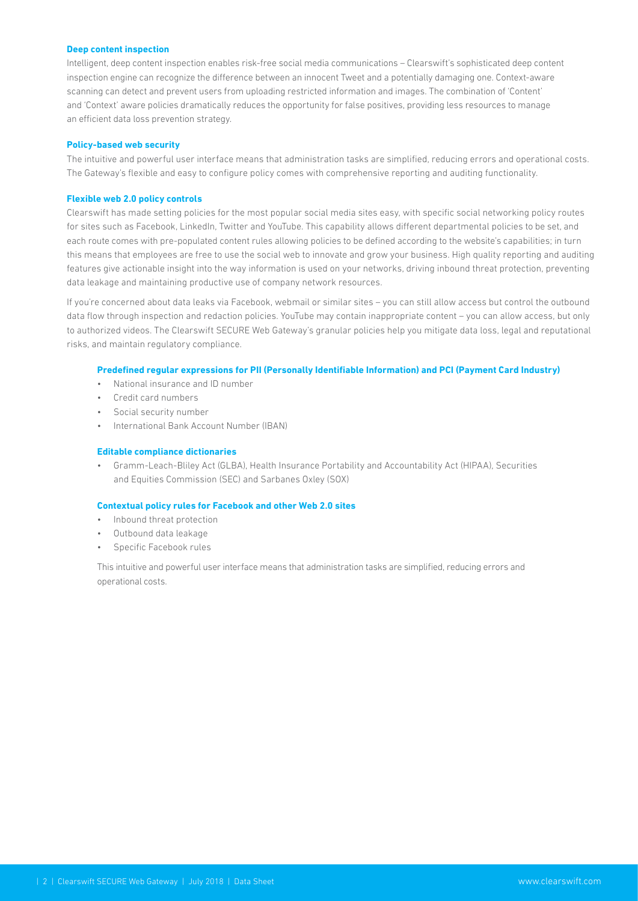### Deep content inspection

Intelligent, deep content inspection enables risk-free social media communications – Clearswift's sophisticated deep content inspection engine can recognize the difference between an innocent Tweet and a potentially damaging one. Context-aware scanning can detect and prevent users from uploading restricted information and images. The combination of 'Content' and 'Context' aware policies dramatically reduces the opportunity for false positives, providing less resources to manage an efficient data loss prevention strategy.

### Policy-based web security

The intuitive and powerful user interface means that administration tasks are simplified, reducing errors and operational costs. The Gateway's flexible and easy to configure policy comes with comprehensive reporting and auditing functionality.

### Flexible web 2.0 policy controls

Clearswift has made setting policies for the most popular social media sites easy, with specific social networking policy routes for sites such as Facebook, LinkedIn, Twitter and YouTube. This capability allows different departmental policies to be set, and each route comes with pre-populated content rules allowing policies to be defined according to the website's capabilities; in turn this means that employees are free to use the social web to innovate and grow your business. High quality reporting and auditing features give actionable insight into the way information is used on your networks, driving inbound threat protection, preventing data leakage and maintaining productive use of company network resources.

If you're concerned about data leaks via Facebook, webmail or similar sites – you can still allow access but control the outbound data flow through inspection and redaction policies. YouTube may contain inappropriate content – you can allow access, but only to authorized videos. The Clearswift SECURE Web Gateway's granular policies help you mitigate data loss, legal and reputational risks, and maintain regulatory compliance.

#### Predefined regular expressions for PII (Personally Identifiable Information) and PCI (Payment Card Industry)

- National insurance and ID number
- Credit card numbers
- Social security number
- International Bank Account Number (IBAN)

#### Editable compliance dictionaries

- Gramm-Leach-Bliley Act (GLBA), Health Insurance Portability and Accountability Act (HIPAA), Securities and Equities Commission (SEC) and Sarbanes Oxley (SOX)

#### Contextual policy rules for Facebook and other Web 2.0 sites

- Inbound threat protection
- Outbound data leakage
- Specific Facebook rules

This intuitive and powerful user interface means that administration tasks are simplified, reducing errors and operational costs.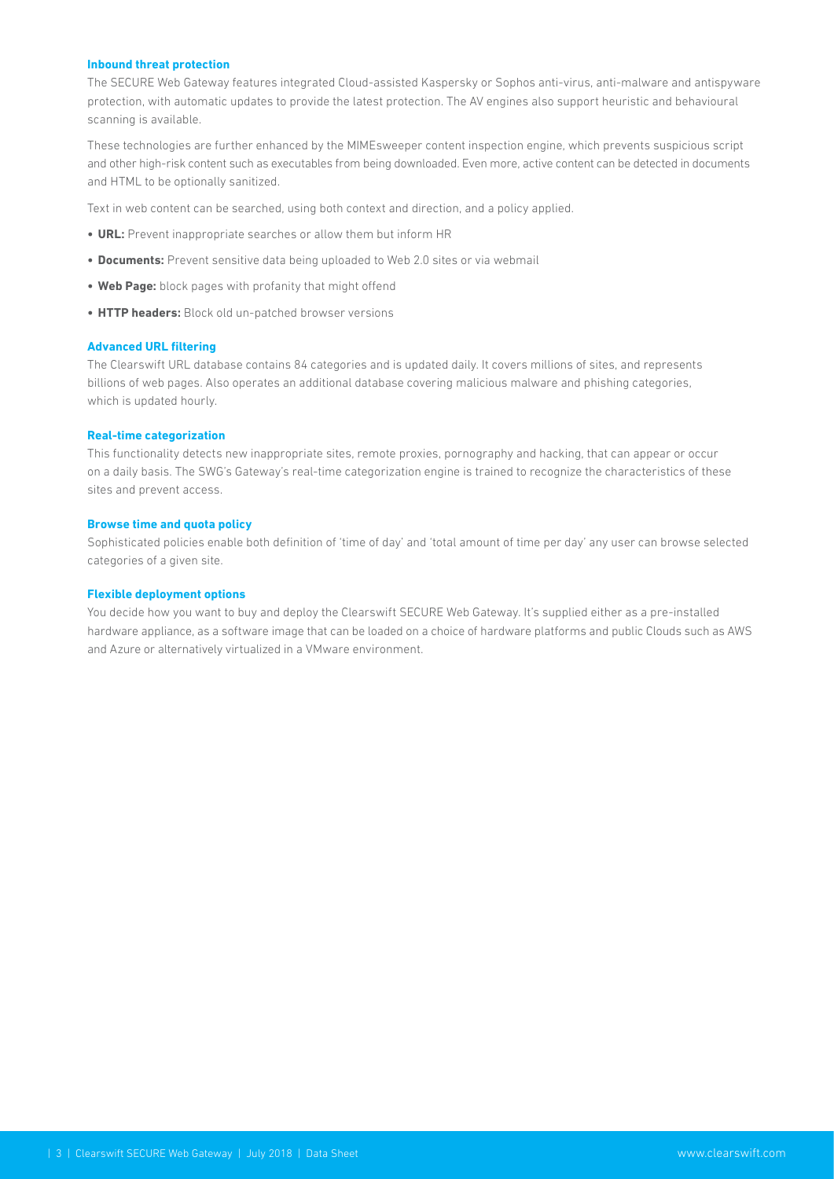### Inbound threat protection

The SECURE Web Gateway features integrated Cloud-assisted Kaspersky or Sophos anti-virus, anti-malware and antispyware protection, with automatic updates to provide the latest protection. The AV engines also support heuristic and behavioural scanning is available.

These technologies are further enhanced by the MIMEsweeper content inspection engine, which prevents suspicious script and other high-risk content such as executables from being downloaded. Even more, active content can be detected in documents and HTML to be optionally sanitized.

Text in web content can be searched, using both context and direction, and a policy applied.

- **URL:** Prevent inappropriate searches or allow them but inform HR
- **Documents:** Prevent sensitive data being uploaded to Web 2.0 sites or via webmail
- **Web Page:** block pages with profanity that might offend
- **HTTP headers:** Block old un-patched browser versions

### Advanced URL filtering

The Clearswift URL database contains 84 categories and is updated daily. It covers millions of sites, and represents billions of web pages. Also operates an additional database covering malicious malware and phishing categories, which is updated hourly.

### Real-time categorization

This functionality detects new inappropriate sites, remote proxies, pornography and hacking, that can appear or occur on a daily basis. The SWG's Gateway's real-time categorization engine is trained to recognize the characteristics of these sites and prevent access.

### Browse time and quota policy

Sophisticated policies enable both definition of 'time of day' and 'total amount of time per day' any user can browse selected categories of a given site.

### Flexible deployment options

You decide how you want to buy and deploy the Clearswift SECURE Web Gateway. It's supplied either as a pre-installed hardware appliance, as a software image that can be loaded on a choice of hardware platforms and public Clouds such as AWS and Azure or alternatively virtualized in a VMware environment.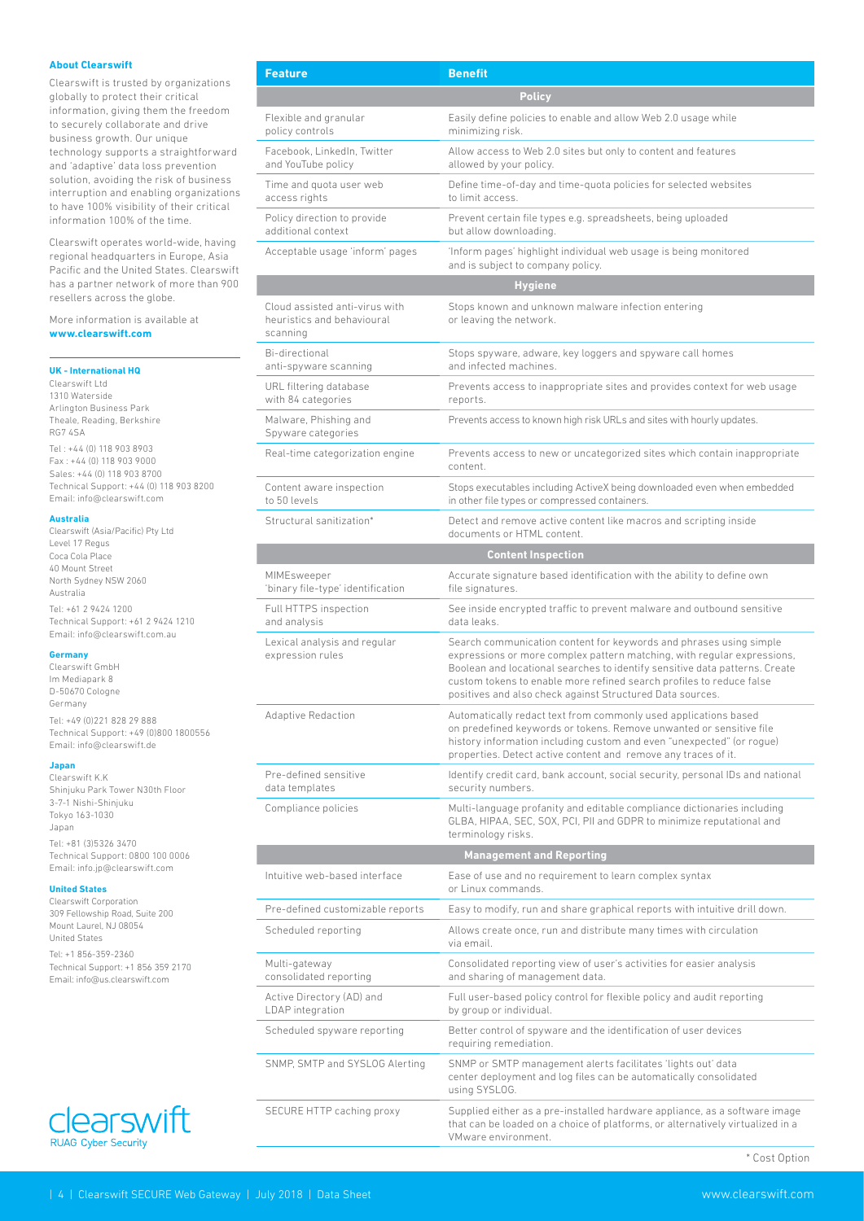### About Clearswift

Clearswift is trusted by organizations globally to protect their critical information, giving them the freedom to securely collaborate and drive business growth. Our unique technology supports a straightforward and 'adaptive' data loss prevention solution, avoiding the risk of business interruption and enabling organizations to have 100% visibility of their critical information 100% of the time.

Clearswift operates world-wide, having regional headquarters in Europe, Asia Pacific and the United States. Clearswift has a partner network of more than 900 resellers across the globe.

More information is available at **www.clearswift.com**

**UK - International HQ**
Clearswift Ltd
1310 Waterside
Arlington Business Park
Theale, Reading, Berkshire
RG7 4SA

Tel : +44 (0) 118 903 8903
Fax : +44 (0) 118 903 9000
Sales: +44 (0) 118 903 8700
Technical Support: +44 (0) 118 903 8200
Email: info@clearswift.com

**Australia**
Clearswift (Asia/Pacific) Pty Ltd
Level 17 Regus
Coca Cola Place
40 Mount Street
North Sydney NSW 2060
Australia

Tel: +61 2 9424 1200
Technical Support: +61 2 9424 1210
Email: info@clearswift.com.au

**Germany**
Clearswift GmbH
Im Mediapark 8
D-50670 Cologne
Germany

Tel: +49 (0)221 828 29 888
Technical Support: +49 (0)800 1800556
Email: info@clearswift.de

**Japan**
Clearswift K.K
Shinjuku Park Tower N30th Floor
3-7-1 Nishi-Shinjuku
Tokyo 163-1030
Japan

Tel: +81 (3)5326 3470
Technical Support: 0800 100 0006
Email: info.jp@clearswift.com

**United States**
Clearswift Corporation
309 Fellowship Road, Suite 200
Mount Laurel, NJ 08054
United States

Tel: +1 856-359-2360
Technical Support: +1 856 359 2170
Email: info@us.clearswift.com

clearswift
RUAG Cyber Security

| Feature | Benefit |
|---|---|
| **Policy** | |
| Flexible and granular policy controls | Easily define policies to enable and allow Web 2.0 usage while minimizing risk. |
| Facebook, LinkedIn, Twitter and YouTube policy | Allow access to Web 2.0 sites but only to content and features allowed by your policy. |
| Time and quota user web access rights | Define time-of-day and time-quota policies for selected websites to limit access. |
| Policy direction to provide additional context | Prevent certain file types e.g. spreadsheets, being uploaded but allow downloading. |
| Acceptable usage 'inform' pages | 'Inform pages' highlight individual web usage is being monitored and is subject to company policy. |
| **Hygiene** | |
| Cloud assisted anti-virus with heuristics and behavioural scanning | Stops known and unknown malware infection entering or leaving the network. |
| Bi-directional anti-spyware scanning | Stops spyware, adware, key loggers and spyware call homes and infected machines. |
| URL filtering database with 84 categories | Prevents access to inappropriate sites and provides context for web usage reports. |
| Malware, Phishing and Spyware categories | Prevents access to known high risk URLs and sites with hourly updates. |
| Real-time categorization engine | Prevents access to new or uncategorized sites which contain inappropriate content. |
| Content aware inspection to 50 levels | Stops executables including ActiveX being downloaded even when embedded in other file types or compressed containers. |
| Structural sanitization* | Detect and remove active content like macros and scripting inside documents or HTML content. |
| **Content Inspection** | |
| MIMEsweeper 'binary file-type' identification | Accurate signature based identification with the ability to define own file signatures. |
| Full HTTPS inspection and analysis | See inside encrypted traffic to prevent malware and outbound sensitive data leaks. |
| Lexical analysis and regular expression rules | Search communication content for keywords and phrases using simple expressions or more complex pattern matching, with regular expressions, Boolean and locational searches to identify sensitive data patterns. Create custom tokens to enable more refined search profiles to reduce false positives and also check against Structured Data sources. |
| Adaptive Redaction | Automatically redact text from commonly used applications based on predefined keywords or tokens. Remove unwanted or sensitive file history information including custom and even "unexpected" (or rogue) properties. Detect active content and remove any traces of it. |
| Pre-defined sensitive data templates | Identify credit card, bank account, social security, personal IDs and national security numbers. |
| Compliance policies | Multi-language profanity and editable compliance dictionaries including GLBA, HIPAA, SEC, SOX, PCI, PII and GDPR to minimize reputational and terminology risks. |
| **Management and Reporting** | |
| Intuitive web-based interface | Ease of use and no requirement to learn complex syntax or Linux commands. |
| Pre-defined customizable reports | Easy to modify, run and share graphical reports with intuitive drill down. |
| Scheduled reporting | Allows create once, run and distribute many times with circulation via email. |
| Multi-gateway consolidated reporting | Consolidated reporting view of user's activities for easier analysis and sharing of management data. |
| Active Directory (AD) and LDAP integration | Full user-based policy control for flexible policy and audit reporting by group or individual. |
| Scheduled spyware reporting | Better control of spyware and the identification of user devices requiring remediation. |
| SNMP, SMTP and SYSLOG Alerting | SNMP or SMTP management alerts facilitates 'lights out' data center deployment and log files can be automatically consolidated using SYSLOG. |
| SECURE HTTP caching proxy | Supplied either as a pre-installed hardware appliance, as a software image that can be loaded on a choice of platforms, or alternatively virtualized in a VMware environment. |

\* Cost Option